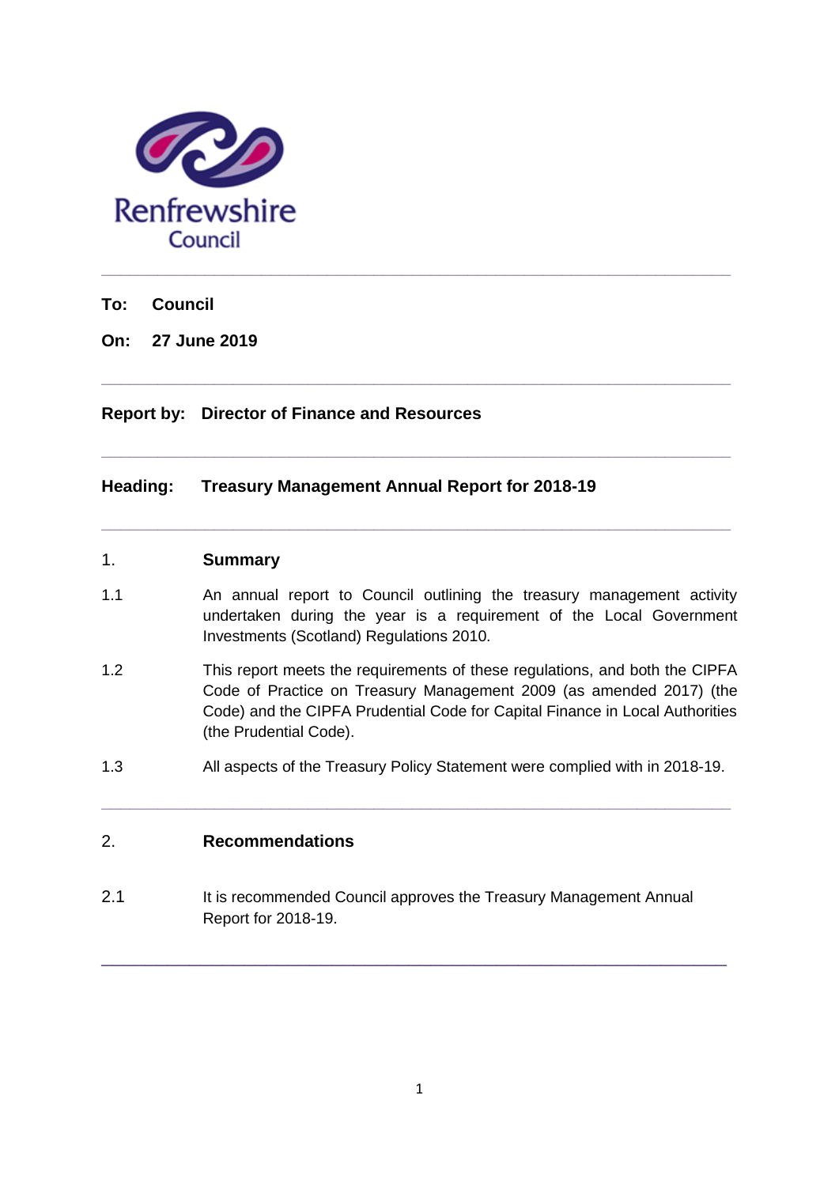Renfrewshire Council

---

**To: Council**

**On: 27 June 2019**

---

**Report by: Director of Finance and Resources**

---

**Heading: Treasury Management Annual Report for 2018-19**

---

## 1. Summary

1.1 An annual report to Council outlining the treasury management activity undertaken during the year is a requirement of the Local Government Investments (Scotland) Regulations 2010.

1.2 This report meets the requirements of these regulations, and both the CIPFA Code of Practice on Treasury Management 2009 (as amended 2017) (the Code) and the CIPFA Prudential Code for Capital Finance in Local Authorities (the Prudential Code).

1.3 All aspects of the Treasury Policy Statement were complied with in 2018-19.

---

## 2. Recommendations

2.1 It is recommended Council approves the Treasury Management Annual Report for 2018-19.

---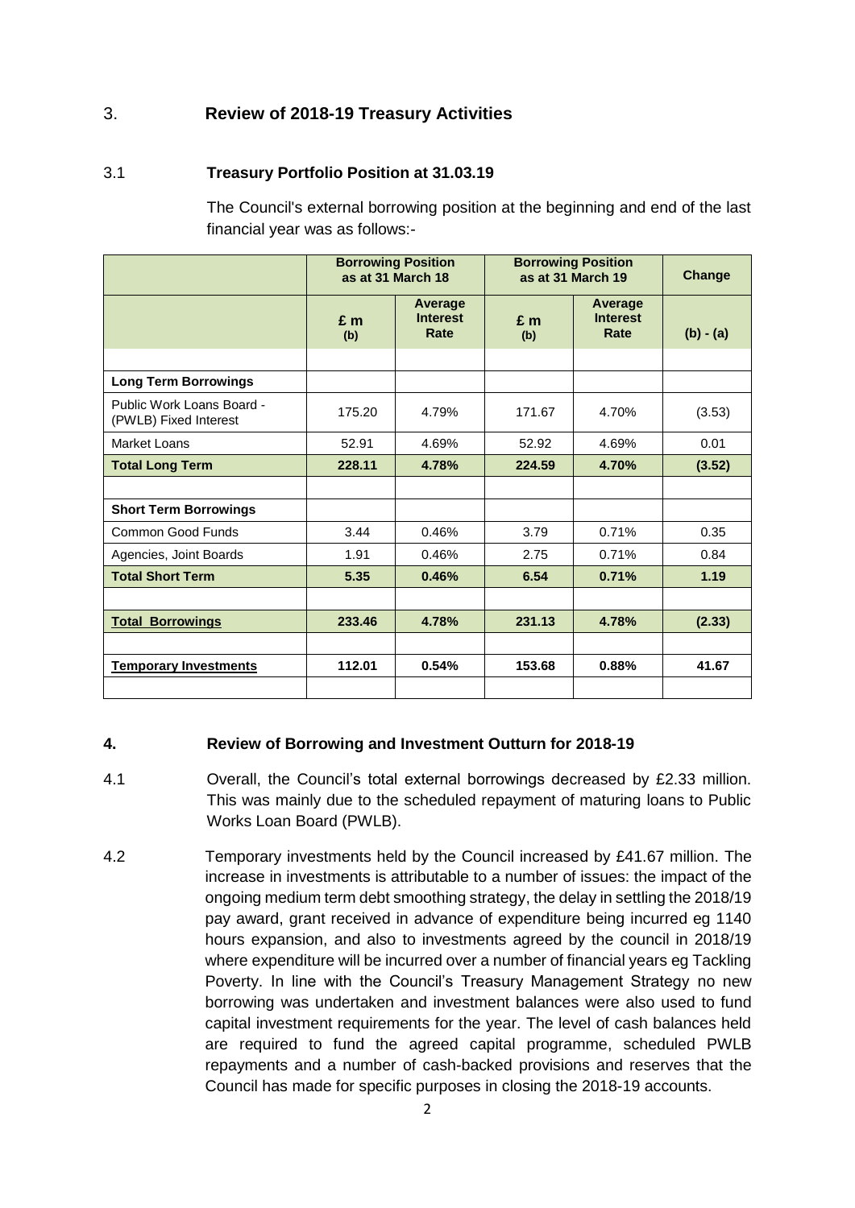## 3. Review of 2018-19 Treasury Activities

### 3.1 Treasury Portfolio Position at 31.03.19

The Council's external borrowing position at the beginning and end of the last financial year was as follows:-

| | Borrowing Position as at 31 March 18 | | Borrowing Position as at 31 March 19 | | Change |
|---|---|---|---|---|---|
| | £ m (b) | Average Interest Rate | £ m (b) | Average Interest Rate | (b) - (a) |
| | | | | | |
| **Long Term Borrowings** | | | | | |
| Public Work Loans Board - (PWLB) Fixed Interest | 175.20 | 4.79% | 171.67 | 4.70% | (3.53) |
| Market Loans | 52.91 | 4.69% | 52.92 | 4.69% | 0.01 |
| **Total Long Term** | **228.11** | **4.78%** | **224.59** | **4.70%** | **(3.52)** |
| | | | | | |
| **Short Term Borrowings** | | | | | |
| Common Good Funds | 3.44 | 0.46% | 3.79 | 0.71% | 0.35 |
| Agencies, Joint Boards | 1.91 | 0.46% | 2.75 | 0.71% | 0.84 |
| **Total Short Term** | **5.35** | **0.46%** | **6.54** | **0.71%** | **1.19** |
| | | | | | |
| **Total Borrowings** | **233.46** | **4.78%** | **231.13** | **4.78%** | **(2.33)** |
| | | | | | |
| **Temporary Investments** | **112.01** | **0.54%** | **153.68** | **0.88%** | **41.67** |
| | | | | | |

## 4. Review of Borrowing and Investment Outturn for 2018-19

4.1 Overall, the Council's total external borrowings decreased by £2.33 million. This was mainly due to the scheduled repayment of maturing loans to Public Works Loan Board (PWLB).

4.2 Temporary investments held by the Council increased by £41.67 million. The increase in investments is attributable to a number of issues: the impact of the ongoing medium term debt smoothing strategy, the delay in settling the 2018/19 pay award, grant received in advance of expenditure being incurred eg 1140 hours expansion, and also to investments agreed by the council in 2018/19 where expenditure will be incurred over a number of financial years eg Tackling Poverty. In line with the Council's Treasury Management Strategy no new borrowing was undertaken and investment balances were also used to fund capital investment requirements for the year. The level of cash balances held are required to fund the agreed capital programme, scheduled PWLB repayments and a number of cash-backed provisions and reserves that the Council has made for specific purposes in closing the 2018-19 accounts.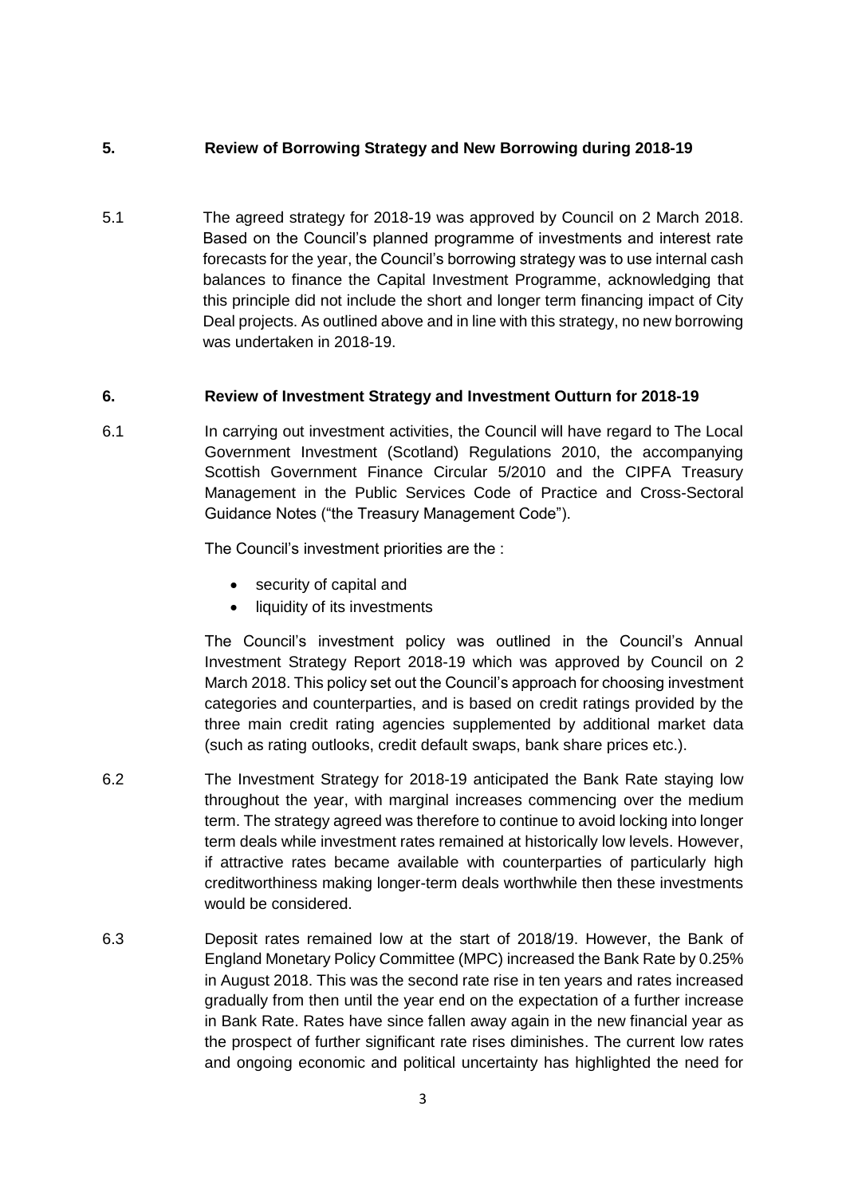## 5. Review of Borrowing Strategy and New Borrowing during 2018-19

5.1 The agreed strategy for 2018-19 was approved by Council on 2 March 2018. Based on the Council's planned programme of investments and interest rate forecasts for the year, the Council's borrowing strategy was to use internal cash balances to finance the Capital Investment Programme, acknowledging that this principle did not include the short and longer term financing impact of City Deal projects. As outlined above and in line with this strategy, no new borrowing was undertaken in 2018-19.

## 6. Review of Investment Strategy and Investment Outturn for 2018-19

6.1 In carrying out investment activities, the Council will have regard to The Local Government Investment (Scotland) Regulations 2010, the accompanying Scottish Government Finance Circular 5/2010 and the CIPFA Treasury Management in the Public Services Code of Practice and Cross-Sectoral Guidance Notes ("the Treasury Management Code").

The Council's investment priorities are the :

- security of capital and
- liquidity of its investments

The Council's investment policy was outlined in the Council's Annual Investment Strategy Report 2018-19 which was approved by Council on 2 March 2018. This policy set out the Council's approach for choosing investment categories and counterparties, and is based on credit ratings provided by the three main credit rating agencies supplemented by additional market data (such as rating outlooks, credit default swaps, bank share prices etc.).

6.2 The Investment Strategy for 2018-19 anticipated the Bank Rate staying low throughout the year, with marginal increases commencing over the medium term. The strategy agreed was therefore to continue to avoid locking into longer term deals while investment rates remained at historically low levels. However, if attractive rates became available with counterparties of particularly high creditworthiness making longer-term deals worthwhile then these investments would be considered.

6.3 Deposit rates remained low at the start of 2018/19. However, the Bank of England Monetary Policy Committee (MPC) increased the Bank Rate by 0.25% in August 2018. This was the second rate rise in ten years and rates increased gradually from then until the year end on the expectation of a further increase in Bank Rate. Rates have since fallen away again in the new financial year as the prospect of further significant rate rises diminishes. The current low rates and ongoing economic and political uncertainty has highlighted the need for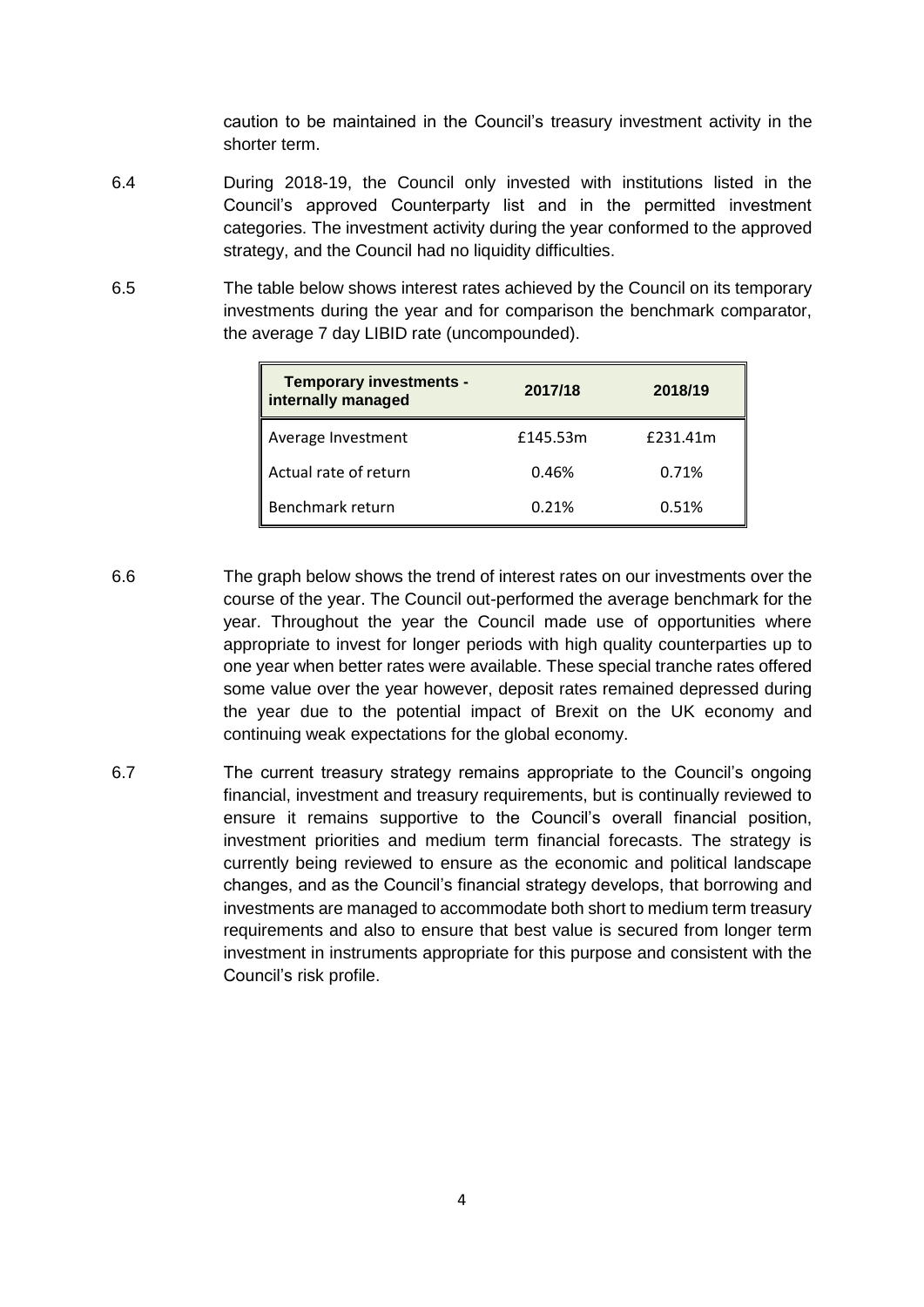caution to be maintained in the Council's treasury investment activity in the shorter term.

6.4 During 2018-19, the Council only invested with institutions listed in the Council's approved Counterparty list and in the permitted investment categories. The investment activity during the year conformed to the approved strategy, and the Council had no liquidity difficulties.

6.5 The table below shows interest rates achieved by the Council on its temporary investments during the year and for comparison the benchmark comparator, the average 7 day LIBID rate (uncompounded).

| Temporary investments - internally managed | 2017/18 | 2018/19 |
|---|---|---|
| Average Investment | £145.53m | £231.41m |
| Actual rate of return | 0.46% | 0.71% |
| Benchmark return | 0.21% | 0.51% |

6.6 The graph below shows the trend of interest rates on our investments over the course of the year. The Council out-performed the average benchmark for the year. Throughout the year the Council made use of opportunities where appropriate to invest for longer periods with high quality counterparties up to one year when better rates were available. These special tranche rates offered some value over the year however, deposit rates remained depressed during the year due to the potential impact of Brexit on the UK economy and continuing weak expectations for the global economy.

6.7 The current treasury strategy remains appropriate to the Council's ongoing financial, investment and treasury requirements, but is continually reviewed to ensure it remains supportive to the Council's overall financial position, investment priorities and medium term financial forecasts. The strategy is currently being reviewed to ensure as the economic and political landscape changes, and as the Council's financial strategy develops, that borrowing and investments are managed to accommodate both short to medium term treasury requirements and also to ensure that best value is secured from longer term investment in instruments appropriate for this purpose and consistent with the Council's risk profile.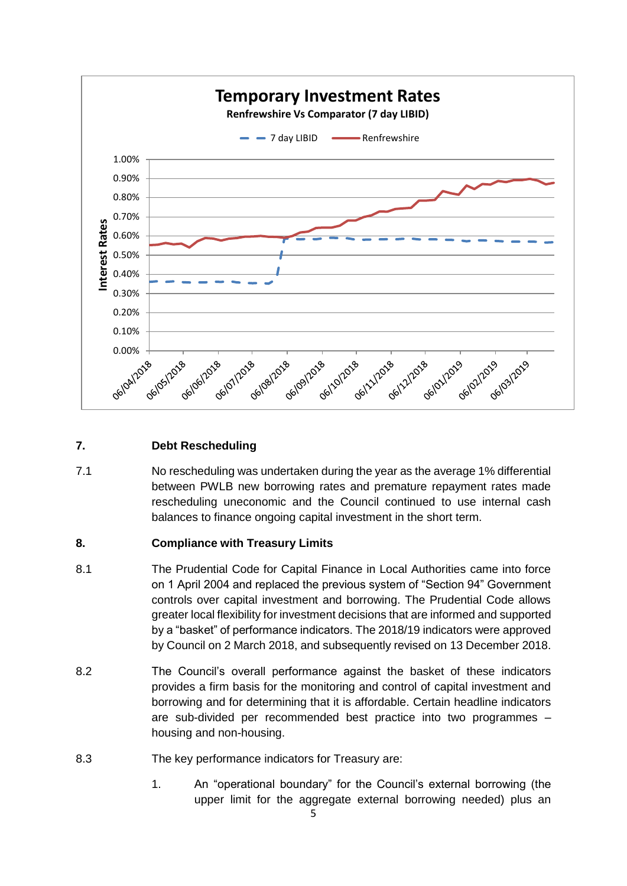**Temporary Investment Rates**

**Renfrewshire Vs Comparator (7 day LIBID)**

## 7. Debt Rescheduling

7.1 No rescheduling was undertaken during the year as the average 1% differential between PWLB new borrowing rates and premature repayment rates made rescheduling uneconomic and the Council continued to use internal cash balances to finance ongoing capital investment in the short term.

## 8. Compliance with Treasury Limits

8.1 The Prudential Code for Capital Finance in Local Authorities came into force on 1 April 2004 and replaced the previous system of "Section 94" Government controls over capital investment and borrowing. The Prudential Code allows greater local flexibility for investment decisions that are informed and supported by a "basket" of performance indicators. The 2018/19 indicators were approved by Council on 2 March 2018, and subsequently revised on 13 December 2018.

8.2 The Council's overall performance against the basket of these indicators provides a firm basis for the monitoring and control of capital investment and borrowing and for determining that it is affordable. Certain headline indicators are sub-divided per recommended best practice into two programmes – housing and non-housing.

8.3 The key performance indicators for Treasury are:

1. An "operational boundary" for the Council's external borrowing (the upper limit for the aggregate external borrowing needed) plus an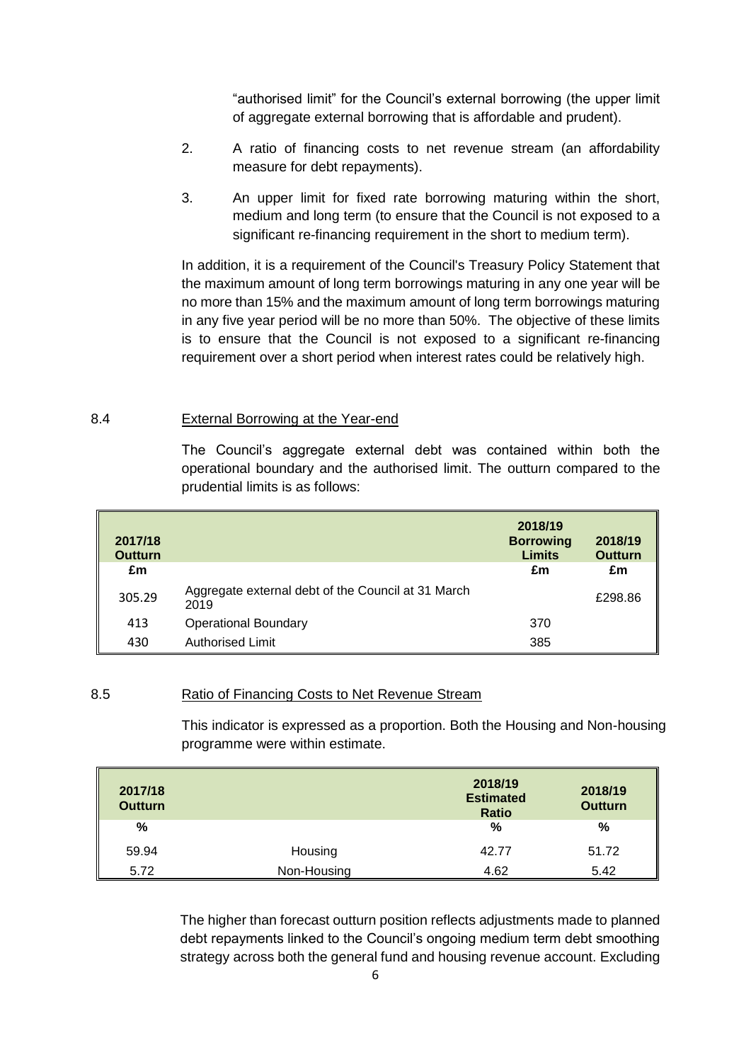"authorised limit" for the Council's external borrowing (the upper limit of aggregate external borrowing that is affordable and prudent).

2. A ratio of financing costs to net revenue stream (an affordability measure for debt repayments).

3. An upper limit for fixed rate borrowing maturing within the short, medium and long term (to ensure that the Council is not exposed to a significant re-financing requirement in the short to medium term).

In addition, it is a requirement of the Council's Treasury Policy Statement that the maximum amount of long term borrowings maturing in any one year will be no more than 15% and the maximum amount of long term borrowings maturing in any five year period will be no more than 50%. The objective of these limits is to ensure that the Council is not exposed to a significant re-financing requirement over a short period when interest rates could be relatively high.

8.4 External Borrowing at the Year-end

The Council's aggregate external debt was contained within both the operational boundary and the authorised limit. The outturn compared to the prudential limits is as follows:

| 2017/18 Outturn | | 2018/19 Borrowing Limits | 2018/19 Outturn |
|---|---|---|---|
| £m | | £m | £m |
| 305.29 | Aggregate external debt of the Council at 31 March 2019 | | £298.86 |
| 413 | Operational Boundary | 370 | |
| 430 | Authorised Limit | 385 | |

8.5 Ratio of Financing Costs to Net Revenue Stream

This indicator is expressed as a proportion. Both the Housing and Non-housing programme were within estimate.

| 2017/18 Outturn | | 2018/19 Estimated Ratio | 2018/19 Outturn |
|---|---|---|---|
| % | | % | % |
| 59.94 | Housing | 42.77 | 51.72 |
| 5.72 | Non-Housing | 4.62 | 5.42 |

The higher than forecast outturn position reflects adjustments made to planned debt repayments linked to the Council's ongoing medium term debt smoothing strategy across both the general fund and housing revenue account. Excluding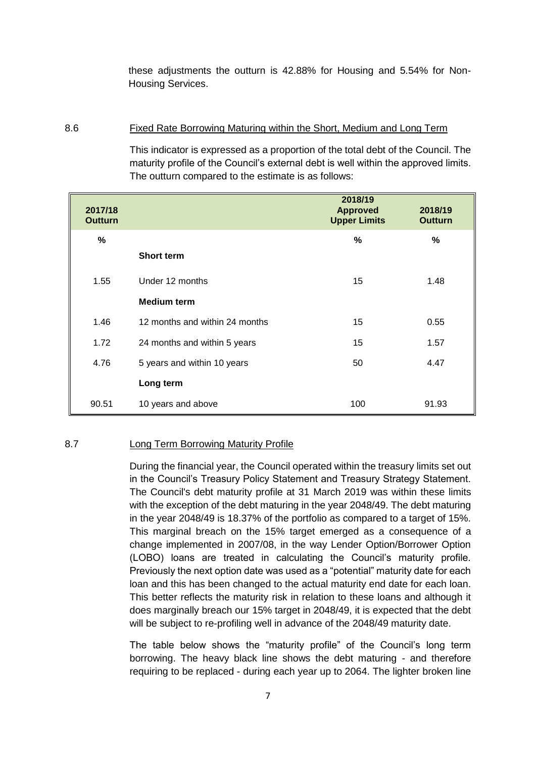these adjustments the outturn is 42.88% for Housing and 5.54% for Non-Housing Services.

### 8.6 Fixed Rate Borrowing Maturing within the Short, Medium and Long Term

This indicator is expressed as a proportion of the total debt of the Council. The maturity profile of the Council's external debt is well within the approved limits. The outturn compared to the estimate is as follows:

| 2017/18 Outturn | | 2018/19 Approved Upper Limits | 2018/19 Outturn |
|---|---|---|---|
| % | | % | % |
| | **Short term** | | |
| 1.55 | Under 12 months | 15 | 1.48 |
| | **Medium term** | | |
| 1.46 | 12 months and within 24 months | 15 | 0.55 |
| 1.72 | 24 months and within 5 years | 15 | 1.57 |
| 4.76 | 5 years and within 10 years | 50 | 4.47 |
| | **Long term** | | |
| 90.51 | 10 years and above | 100 | 91.93 |

### 8.7 Long Term Borrowing Maturity Profile

During the financial year, the Council operated within the treasury limits set out in the Council's Treasury Policy Statement and Treasury Strategy Statement. The Council's debt maturity profile at 31 March 2019 was within these limits with the exception of the debt maturing in the year 2048/49. The debt maturing in the year 2048/49 is 18.37% of the portfolio as compared to a target of 15%. This marginal breach on the 15% target emerged as a consequence of a change implemented in 2007/08, in the way Lender Option/Borrower Option (LOBO) loans are treated in calculating the Council's maturity profile. Previously the next option date was used as a "potential" maturity date for each loan and this has been changed to the actual maturity end date for each loan. This better reflects the maturity risk in relation to these loans and although it does marginally breach our 15% target in 2048/49, it is expected that the debt will be subject to re-profiling well in advance of the 2048/49 maturity date.

The table below shows the "maturity profile" of the Council's long term borrowing. The heavy black line shows the debt maturing - and therefore requiring to be replaced - during each year up to 2064. The lighter broken line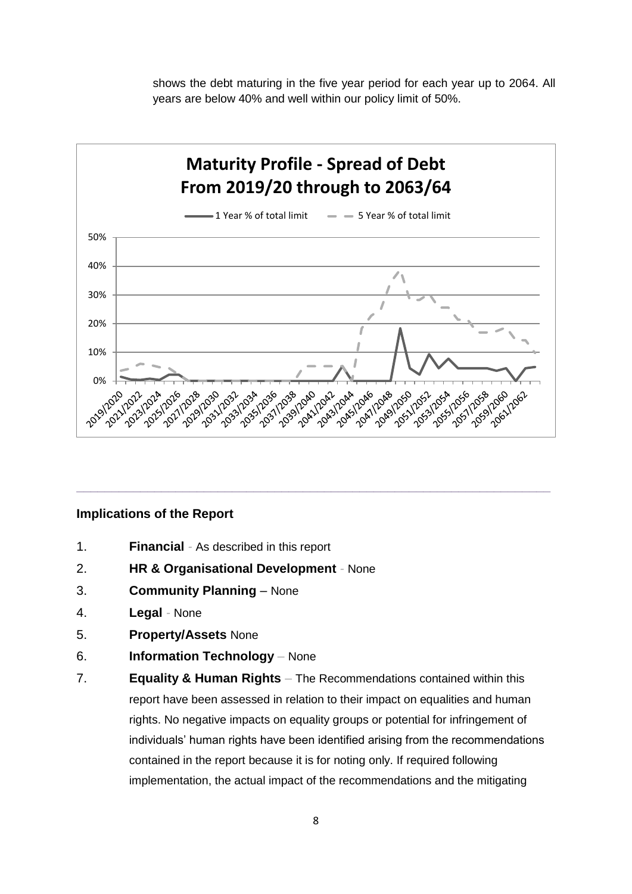shows the debt maturing in the five year period for each year up to 2064. All years are below 40% and well within our policy limit of 50%.

---

## Implications of the Report

1. **Financial** - As described in this report
2. **HR & Organisational Development** - None
3. **Community Planning** – None
4. **Legal** - None
5. **Property/Assets** None
6. **Information Technology** – None
7. **Equality & Human Rights** – The Recommendations contained within this report have been assessed in relation to their impact on equalities and human rights. No negative impacts on equality groups or potential for infringement of individuals' human rights have been identified arising from the recommendations contained in the report because it is for noting only. If required following implementation, the actual impact of the recommendations and the mitigating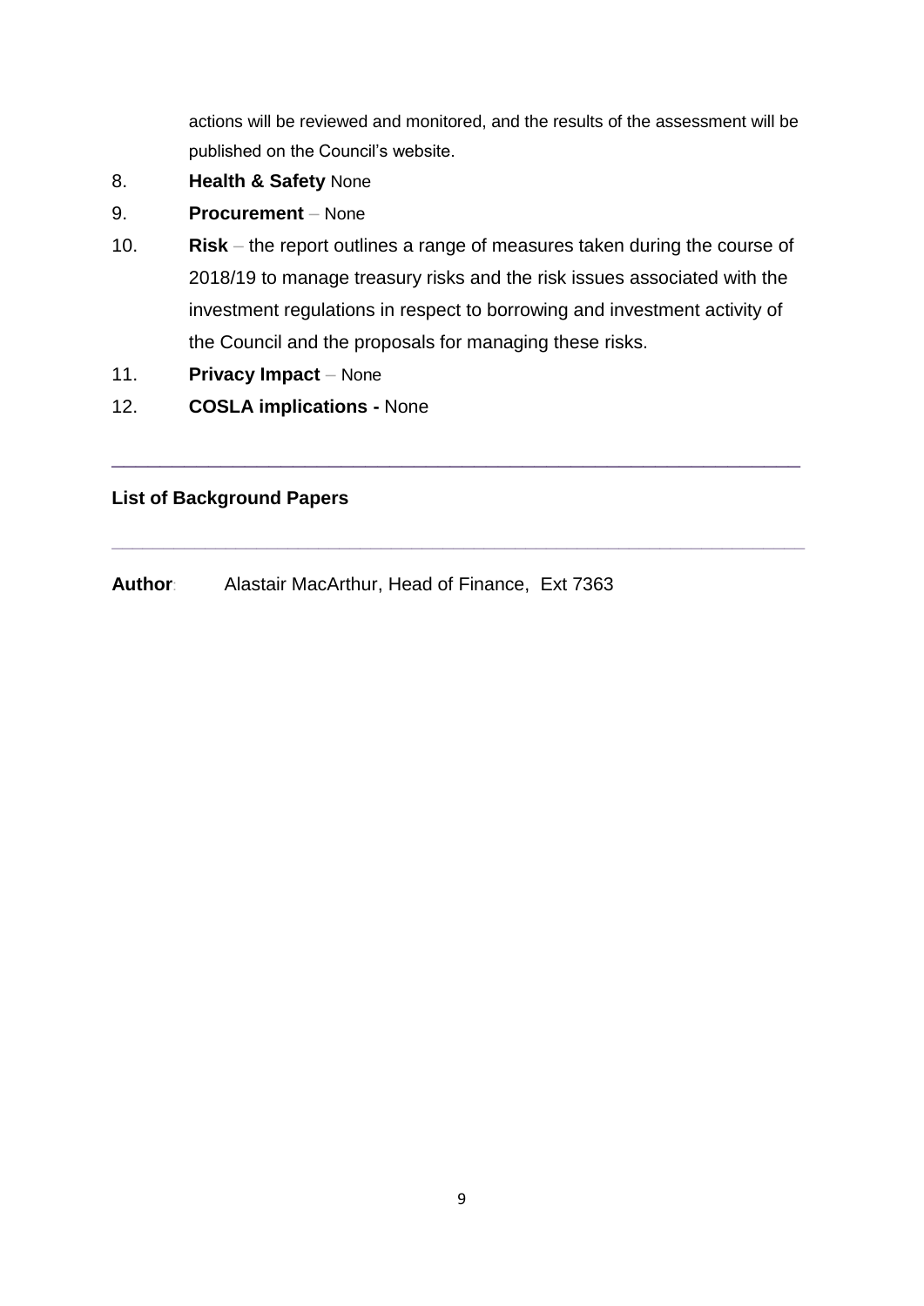actions will be reviewed and monitored, and the results of the assessment will be published on the Council's website.

8. **Health & Safety** None

9. **Procurement** – None

10. **Risk** – the report outlines a range of measures taken during the course of 2018/19 to manage treasury risks and the risk issues associated with the investment regulations in respect to borrowing and investment activity of the Council and the proposals for managing these risks.

11. **Privacy Impact** – None

12. **COSLA implications -** None

---

**List of Background Papers**

---

**Author**: Alastair MacArthur, Head of Finance, Ext 7363